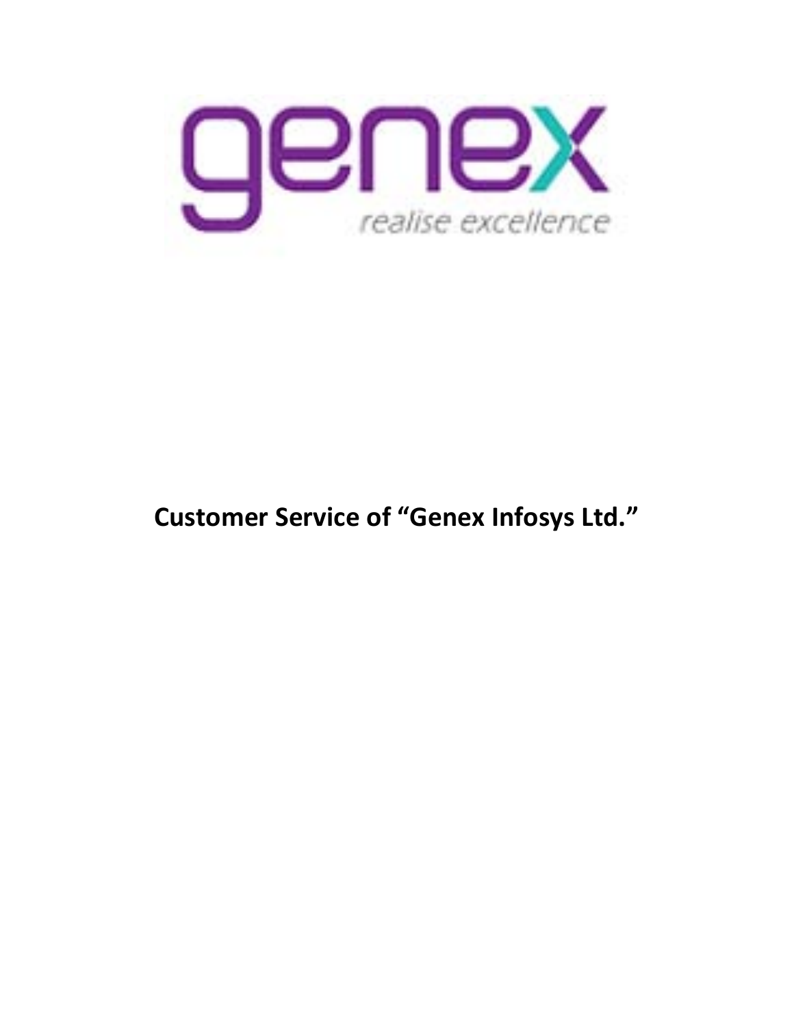genex

realise excellence

**Customer Service of "Genex Infosys Ltd."**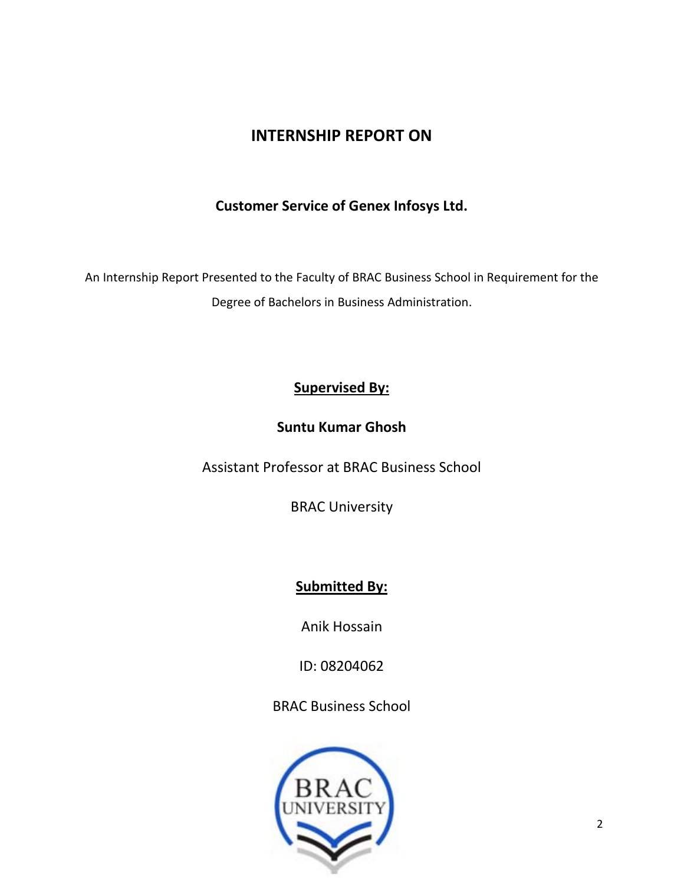# INTERNSHIP REPORT ON

## Customer Service of Genex Infosys Ltd.

An Internship Report Presented to the Faculty of BRAC Business School in Requirement for the Degree of Bachelors in Business Administration.

**Supervised By:**

**Suntu Kumar Ghosh**

Assistant Professor at BRAC Business School

BRAC University

**Submitted By:**

Anik Hossain

ID: 08204062

BRAC Business School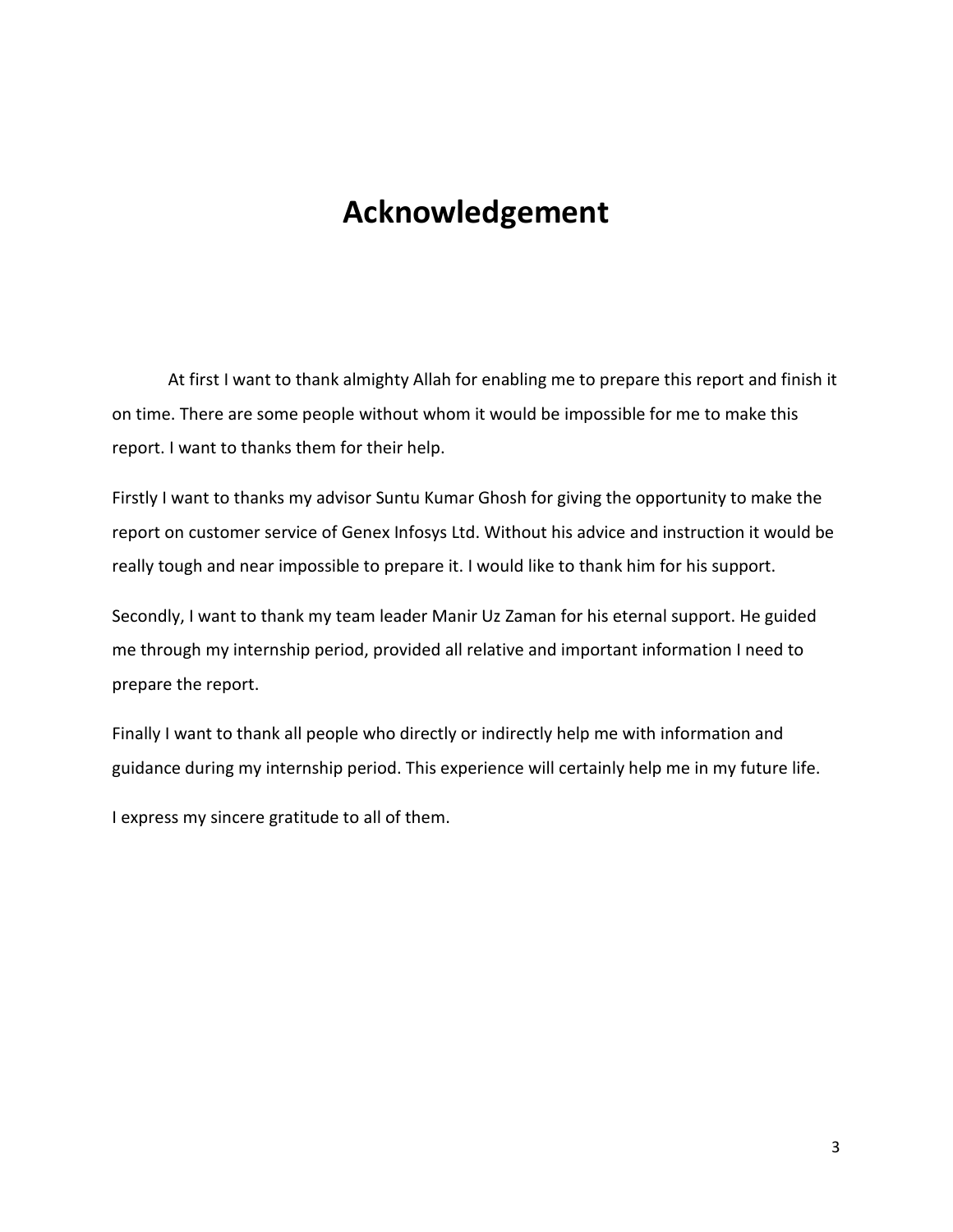# Acknowledgement

At first I want to thank almighty Allah for enabling me to prepare this report and finish it on time. There are some people without whom it would be impossible for me to make this report. I want to thanks them for their help.

Firstly I want to thanks my advisor Suntu Kumar Ghosh for giving the opportunity to make the report on customer service of Genex Infosys Ltd. Without his advice and instruction it would be really tough and near impossible to prepare it. I would like to thank him for his support.

Secondly, I want to thank my team leader Manir Uz Zaman for his eternal support. He guided me through my internship period, provided all relative and important information I need to prepare the report.

Finally I want to thank all people who directly or indirectly help me with information and guidance during my internship period. This experience will certainly help me in my future life.

I express my sincere gratitude to all of them.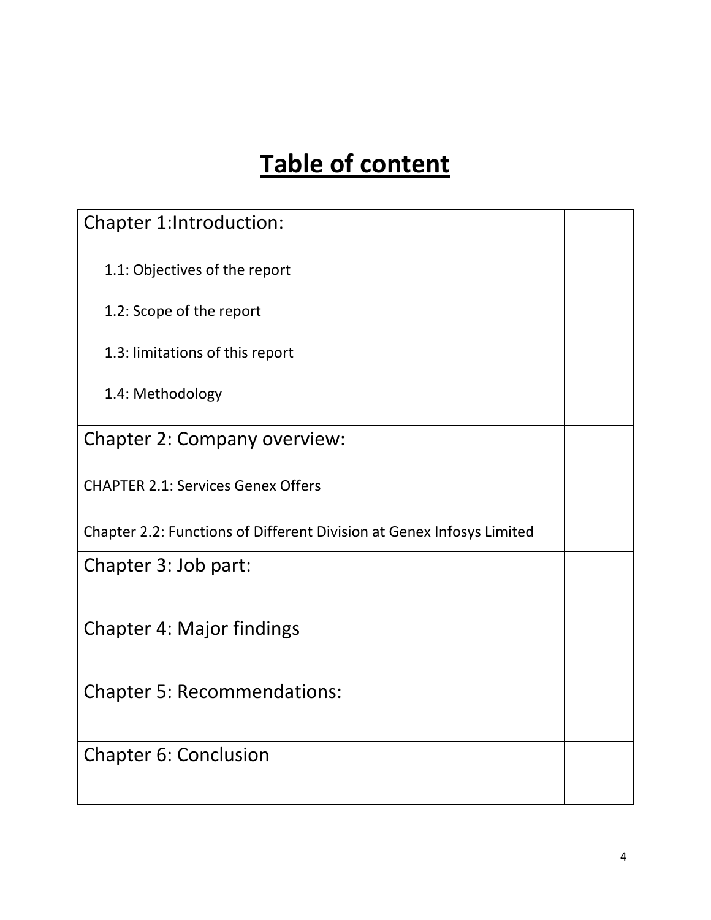# Table of content

| | |
|---|---|
| Chapter 1:Introduction:<br><br>1.1: Objectives of the report<br><br>1.2: Scope of the report<br><br>1.3: limitations of this report<br><br>1.4: Methodology | |
| Chapter 2: Company overview:<br><br>CHAPTER 2.1: Services Genex Offers<br><br>Chapter 2.2: Functions of Different Division at Genex Infosys Limited | |
| Chapter 3: Job part: | |
| Chapter 4: Major findings | |
| Chapter 5: Recommendations: | |
| Chapter 6: Conclusion | |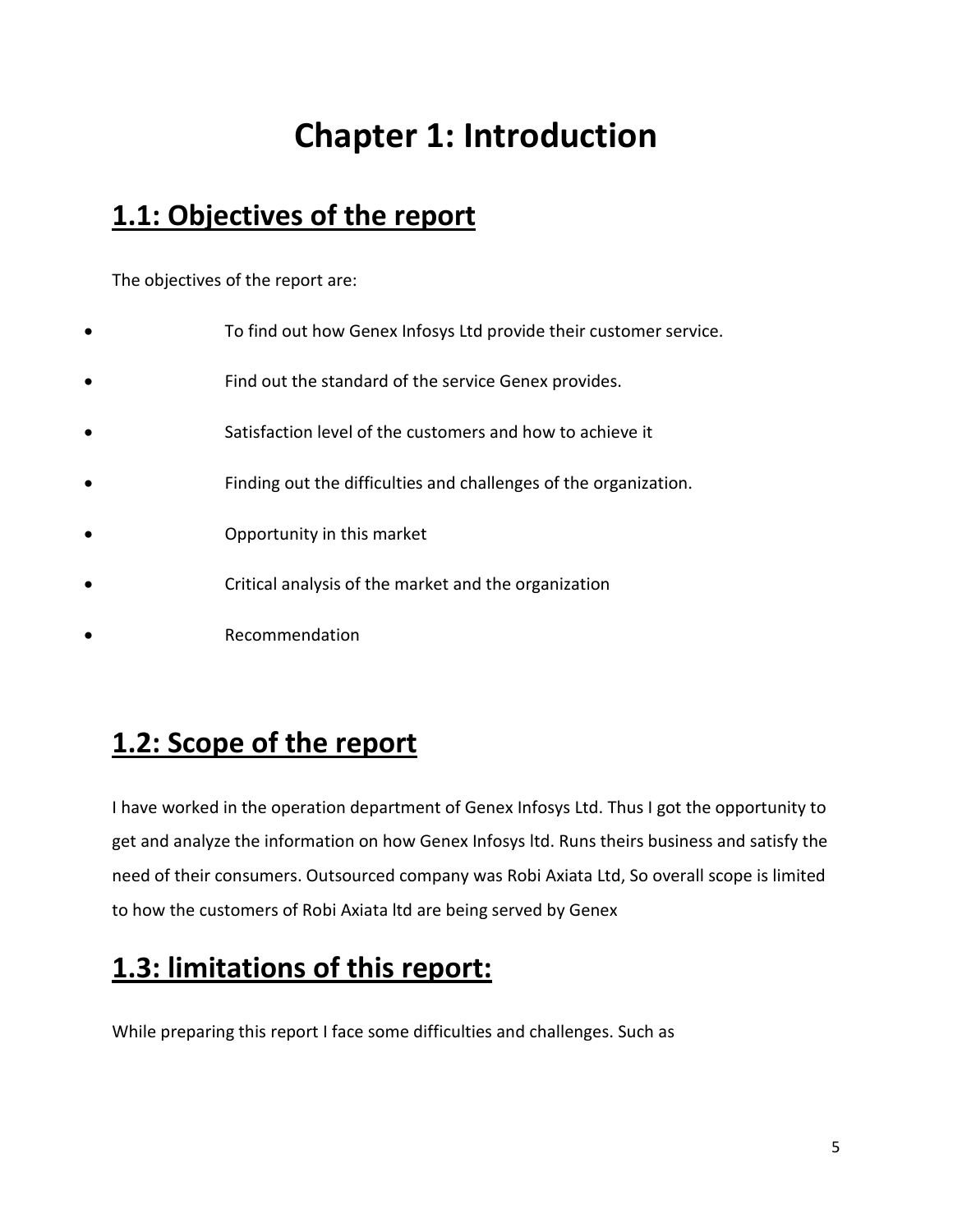# Chapter 1: Introduction

## 1.1: Objectives of the report

The objectives of the report are:

- To find out how Genex Infosys Ltd provide their customer service.
- Find out the standard of the service Genex provides.
- Satisfaction level of the customers and how to achieve it
- Finding out the difficulties and challenges of the organization.
- Opportunity in this market
- Critical analysis of the market and the organization
- Recommendation

## 1.2: Scope of the report

I have worked in the operation department of Genex Infosys Ltd. Thus I got the opportunity to get and analyze the information on how Genex Infosys ltd. Runs theirs business and satisfy the need of their consumers. Outsourced company was Robi Axiata Ltd, So overall scope is limited to how the customers of Robi Axiata ltd are being served by Genex

## 1.3: limitations of this report:

While preparing this report I face some difficulties and challenges. Such as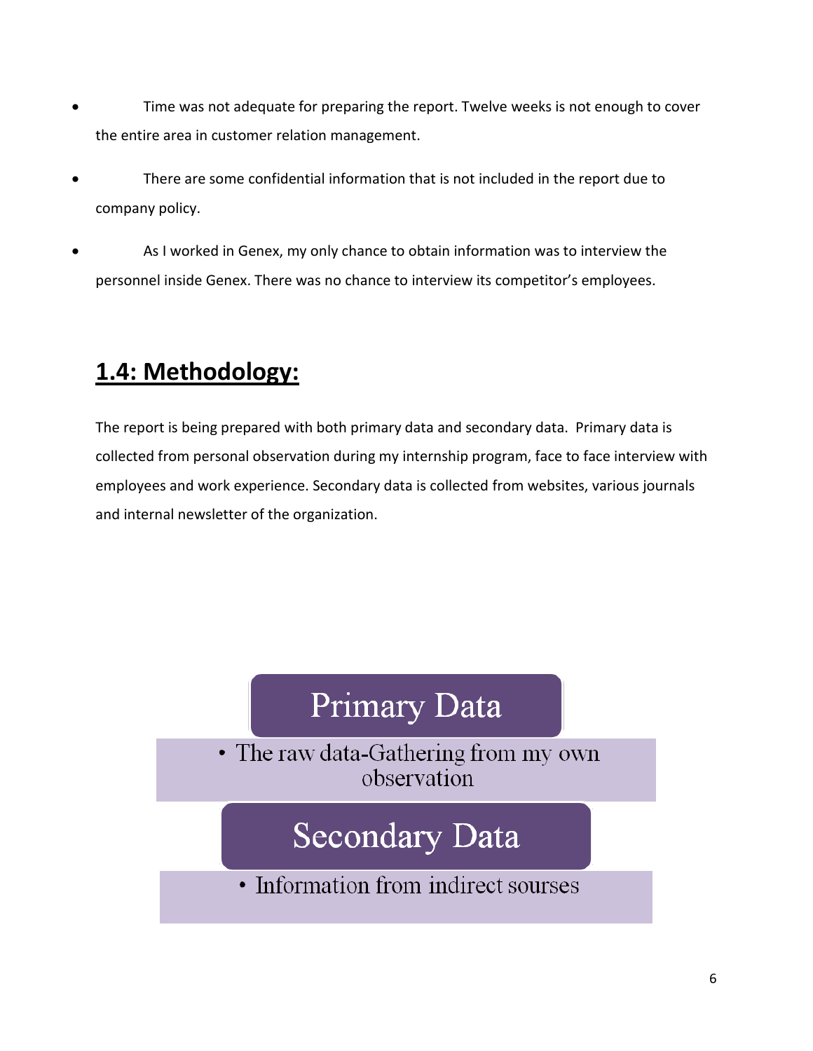- Time was not adequate for preparing the report. Twelve weeks is not enough to cover the entire area in customer relation management.
- There are some confidential information that is not included in the report due to company policy.
- As I worked in Genex, my only chance to obtain information was to interview the personnel inside Genex. There was no chance to interview its competitor's employees.

## 1.4: Methodology:

The report is being prepared with both primary data and secondary data. Primary data is collected from personal observation during my internship program, face to face interview with employees and work experience. Secondary data is collected from websites, various journals and internal newsletter of the organization.

**Primary Data**

- The raw data-Gathering from my own observation

**Secondary Data**

- Information from indirect sourses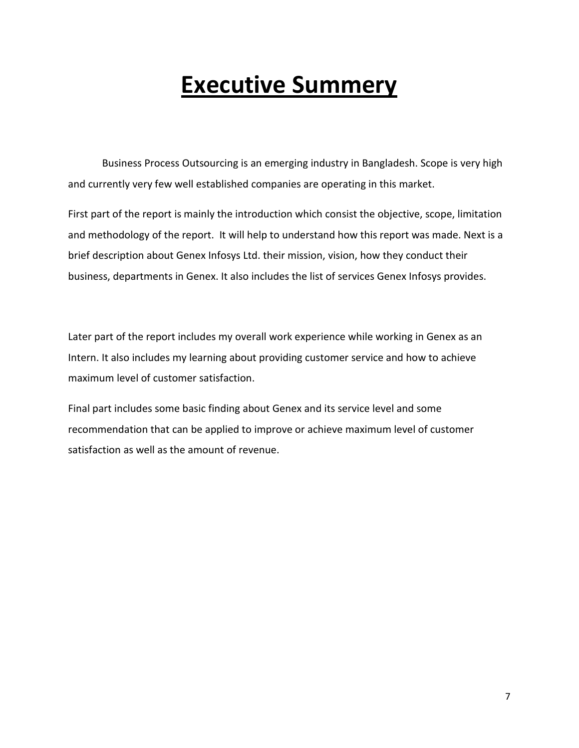# Executive Summery

Business Process Outsourcing is an emerging industry in Bangladesh. Scope is very high and currently very few well established companies are operating in this market.

First part of the report is mainly the introduction which consist the objective, scope, limitation and methodology of the report. It will help to understand how this report was made. Next is a brief description about Genex Infosys Ltd. their mission, vision, how they conduct their business, departments in Genex. It also includes the list of services Genex Infosys provides.

Later part of the report includes my overall work experience while working in Genex as an Intern. It also includes my learning about providing customer service and how to achieve maximum level of customer satisfaction.

Final part includes some basic finding about Genex and its service level and some recommendation that can be applied to improve or achieve maximum level of customer satisfaction as well as the amount of revenue.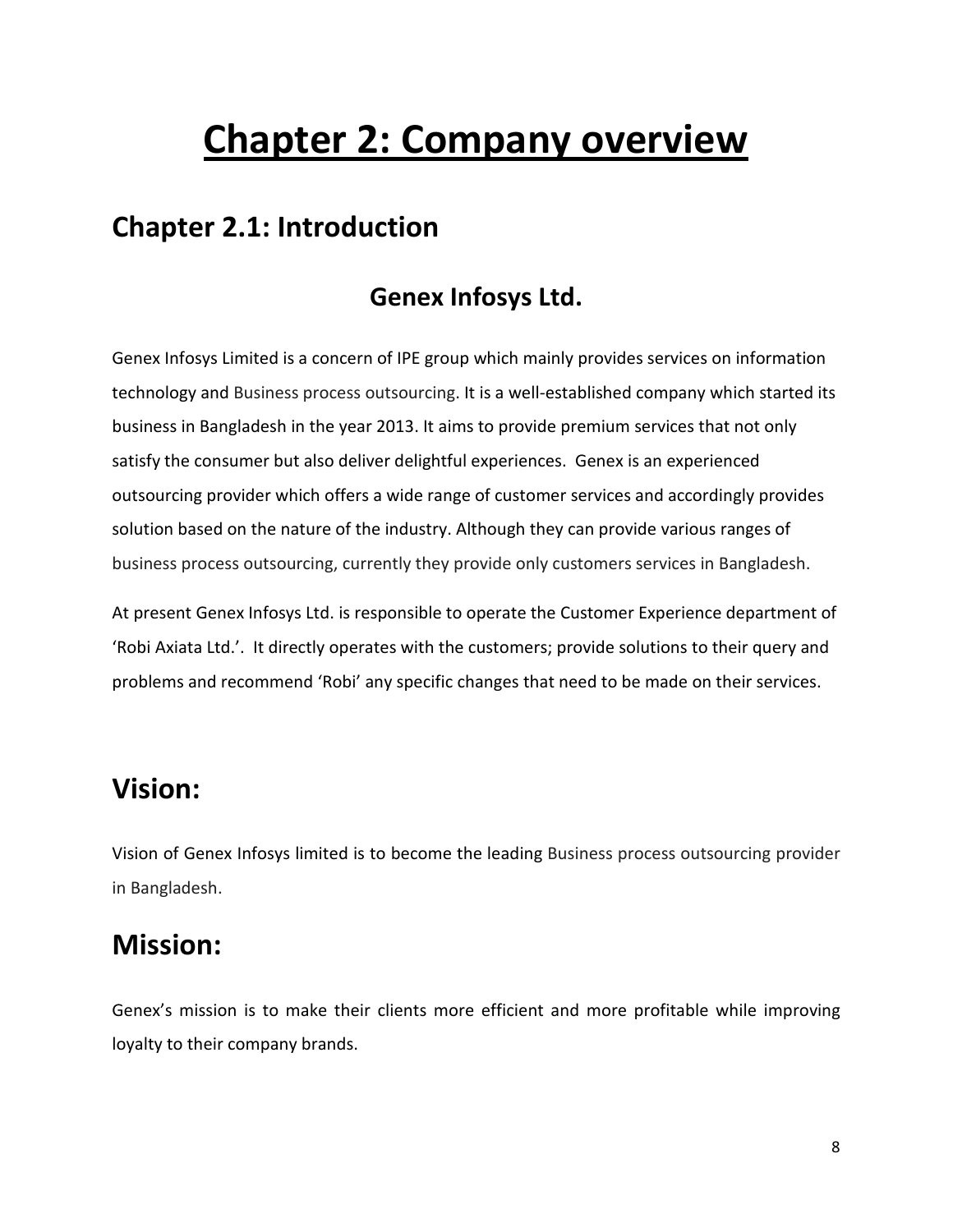# Chapter 2: Company overview

## Chapter 2.1: Introduction

### Genex Infosys Ltd.

Genex Infosys Limited is a concern of IPE group which mainly provides services on information technology and Business process outsourcing. It is a well-established company which started its business in Bangladesh in the year 2013. It aims to provide premium services that not only satisfy the consumer but also deliver delightful experiences. Genex is an experienced outsourcing provider which offers a wide range of customer services and accordingly provides solution based on the nature of the industry. Although they can provide various ranges of business process outsourcing, currently they provide only customers services in Bangladesh.

At present Genex Infosys Ltd. is responsible to operate the Customer Experience department of 'Robi Axiata Ltd.'. It directly operates with the customers; provide solutions to their query and problems and recommend 'Robi' any specific changes that need to be made on their services.

## Vision:

Vision of Genex Infosys limited is to become the leading Business process outsourcing provider in Bangladesh.

## Mission:

Genex's mission is to make their clients more efficient and more profitable while improving loyalty to their company brands.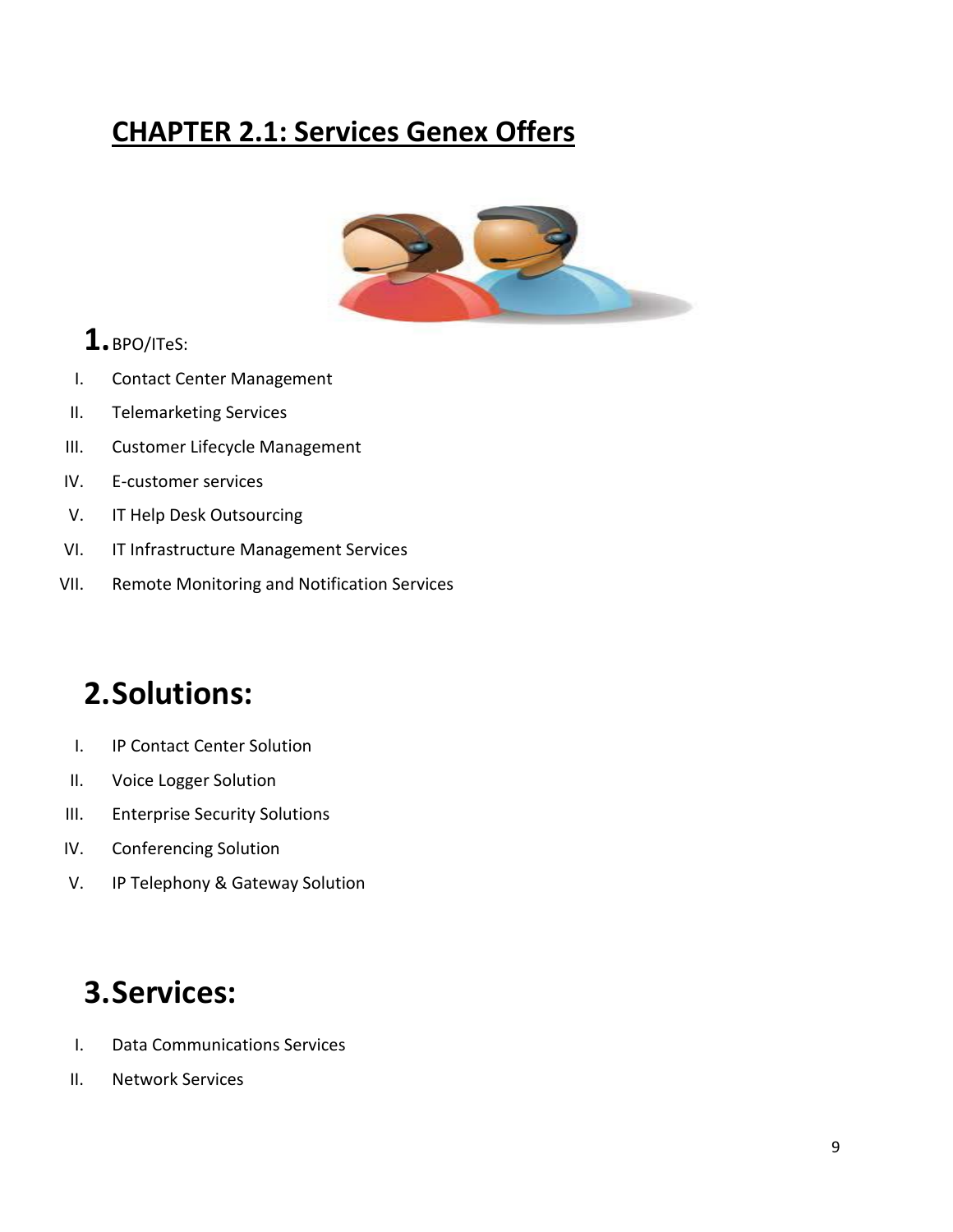# CHAPTER 2.1: Services Genex Offers

## 1. BPO/ITeS:

I. Contact Center Management
II. Telemarketing Services
III. Customer Lifecycle Management
IV. E-customer services
V. IT Help Desk Outsourcing
VI. IT Infrastructure Management Services
VII. Remote Monitoring and Notification Services

## 2. Solutions:

I. IP Contact Center Solution
II. Voice Logger Solution
III. Enterprise Security Solutions
IV. Conferencing Solution
V. IP Telephony & Gateway Solution

## 3. Services:

I. Data Communications Services
II. Network Services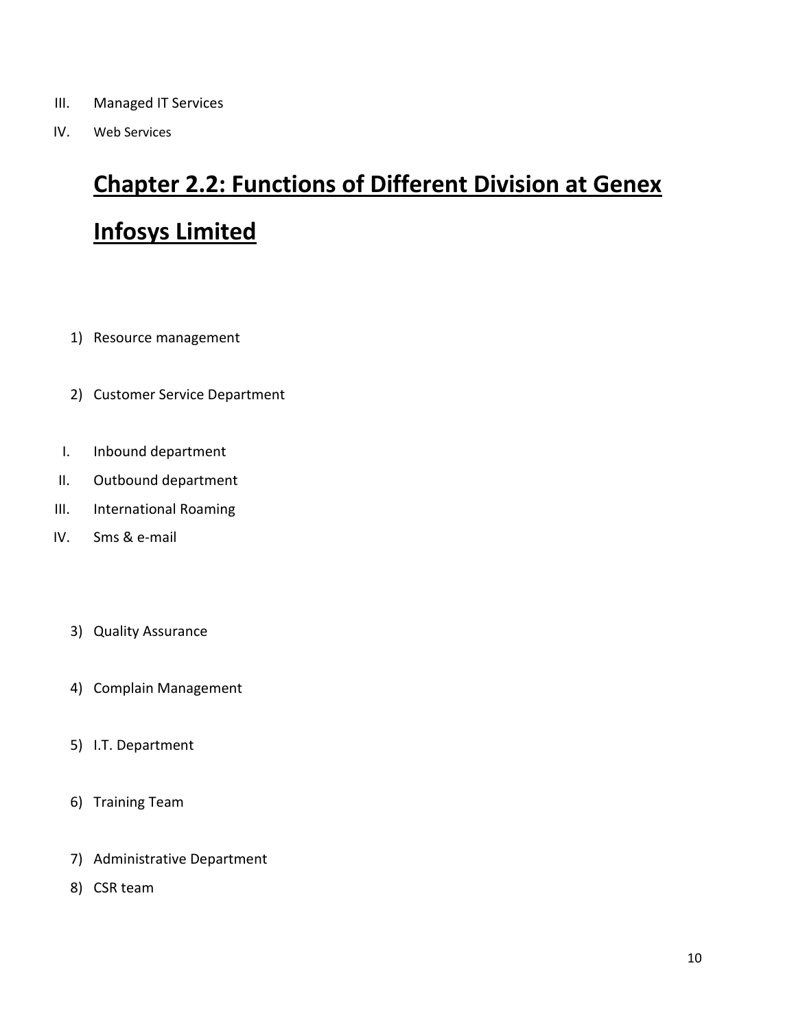III. Managed IT Services

IV. Web Services

## Chapter 2.2: Functions of Different Division at Genex Infosys Limited

1) Resource management

2) Customer Service Department

I. Inbound department
II. Outbound department
III. International Roaming
IV. Sms & e-mail

3) Quality Assurance

4) Complain Management

5) I.T. Department

6) Training Team

7) Administrative Department

8) CSR team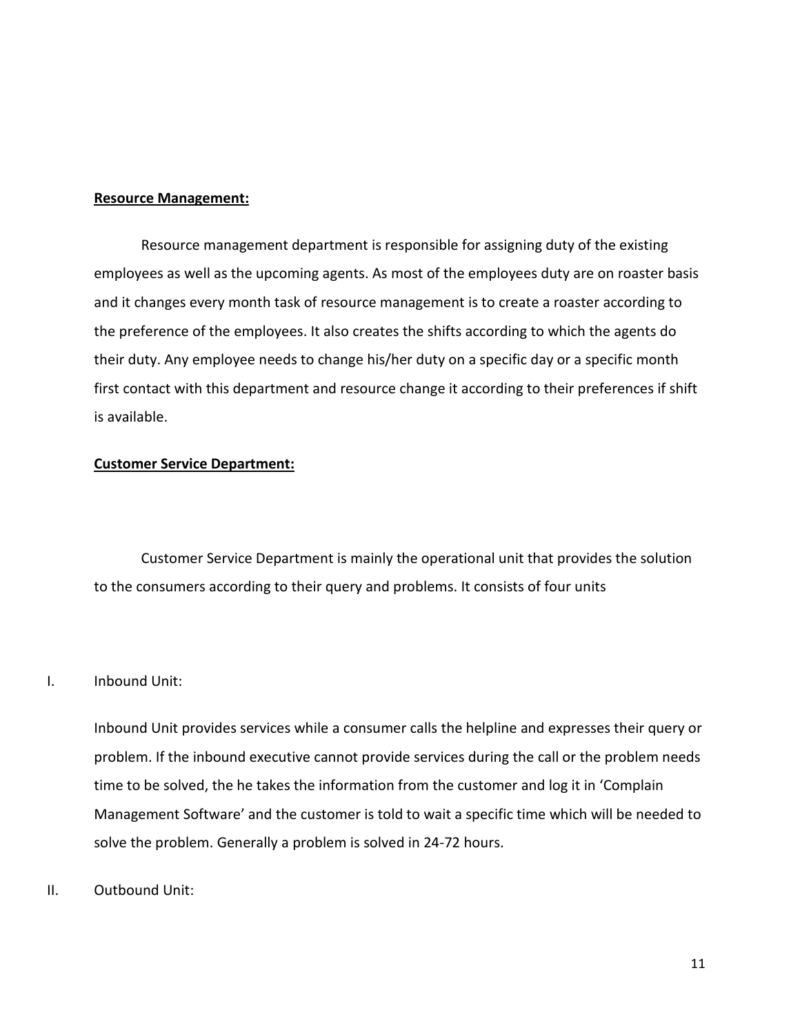**Resource Management:**

Resource management department is responsible for assigning duty of the existing employees as well as the upcoming agents. As most of the employees duty are on roaster basis and it changes every month task of resource management is to create a roaster according to the preference of the employees. It also creates the shifts according to which the agents do their duty. Any employee needs to change his/her duty on a specific day or a specific month first contact with this department and resource change it according to their preferences if shift is available.

**Customer Service Department:**

Customer Service Department is mainly the operational unit that provides the solution to the consumers according to their query and problems. It consists of four units

I. Inbound Unit:

Inbound Unit provides services while a consumer calls the helpline and expresses their query or problem. If the inbound executive cannot provide services during the call or the problem needs time to be solved, the he takes the information from the customer and log it in 'Complain Management Software' and the customer is told to wait a specific time which will be needed to solve the problem. Generally a problem is solved in 24-72 hours.

II. Outbound Unit: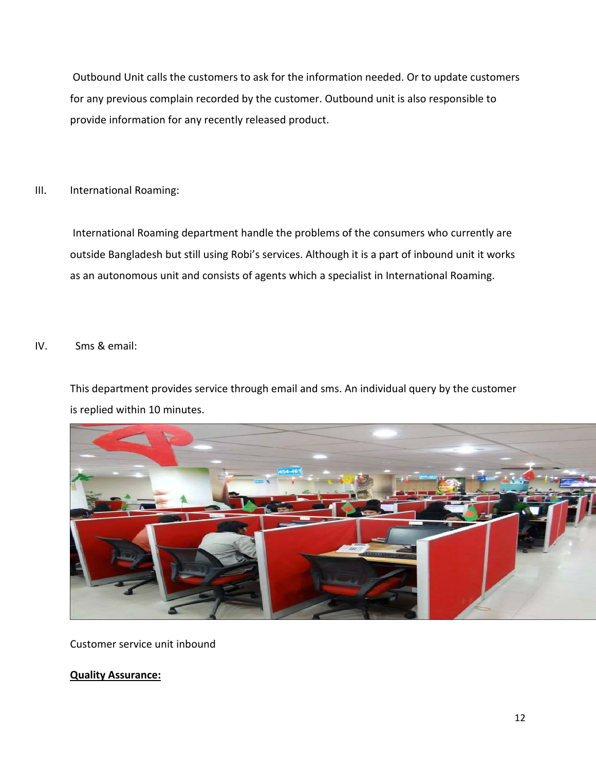Outbound Unit calls the customers to ask for the information needed. Or to update customers for any previous complain recorded by the customer. Outbound unit is also responsible to provide information for any recently released product.

III. International Roaming:

International Roaming department handle the problems of the consumers who currently are outside Bangladesh but still using Robi's services. Although it is a part of inbound unit it works as an autonomous unit and consists of agents which a specialist in International Roaming.

IV. Sms & email:

This department provides service through email and sms. An individual query by the customer is replied within 10 minutes.

Customer service unit inbound

**Quality Assurance:**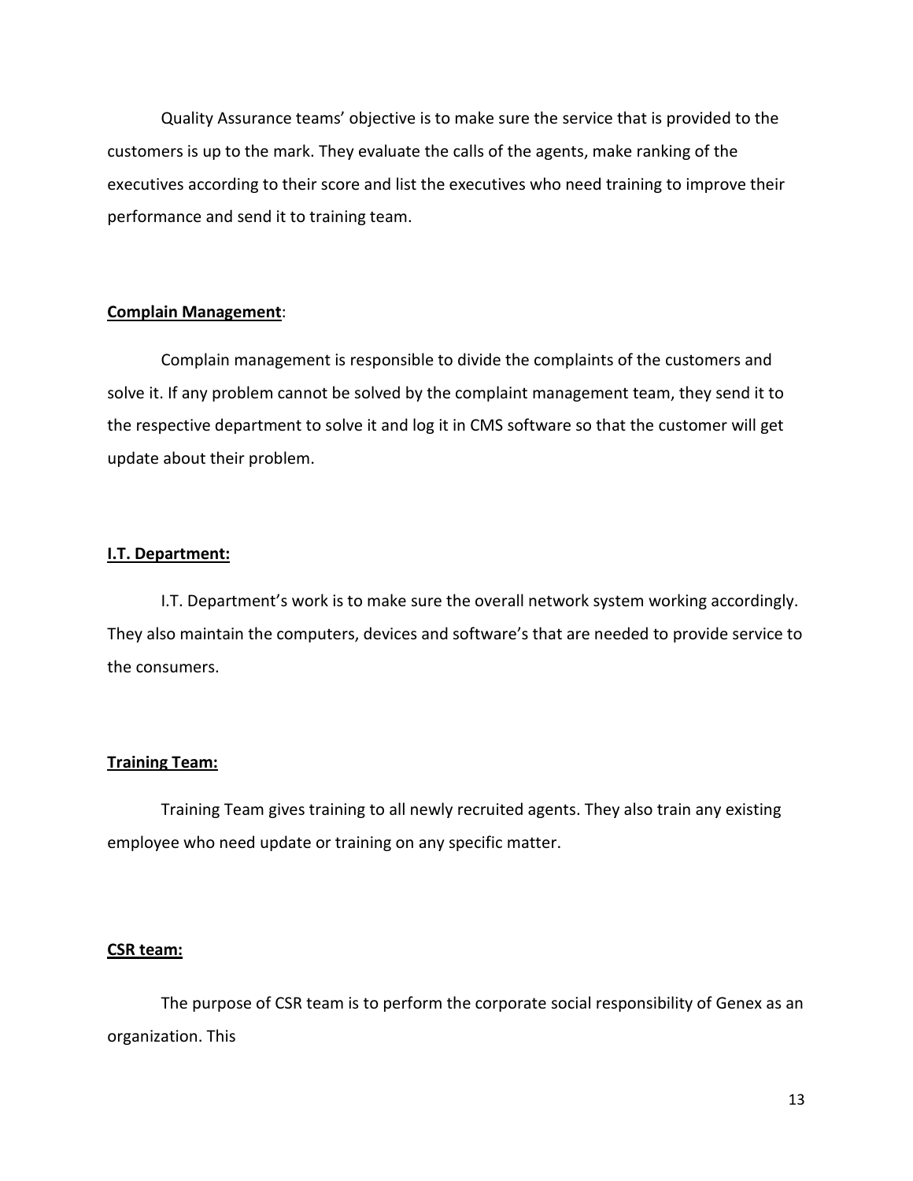Quality Assurance teams' objective is to make sure the service that is provided to the customers is up to the mark. They evaluate the calls of the agents, make ranking of the executives according to their score and list the executives who need training to improve their performance and send it to training team.

**Complain Management**:

Complain management is responsible to divide the complaints of the customers and solve it. If any problem cannot be solved by the complaint management team, they send it to the respective department to solve it and log it in CMS software so that the customer will get update about their problem.

**I.T. Department:**

I.T. Department's work is to make sure the overall network system working accordingly. They also maintain the computers, devices and software's that are needed to provide service to the consumers.

**Training Team:**

Training Team gives training to all newly recruited agents. They also train any existing employee who need update or training on any specific matter.

**CSR team:**

The purpose of CSR team is to perform the corporate social responsibility of Genex as an organization. This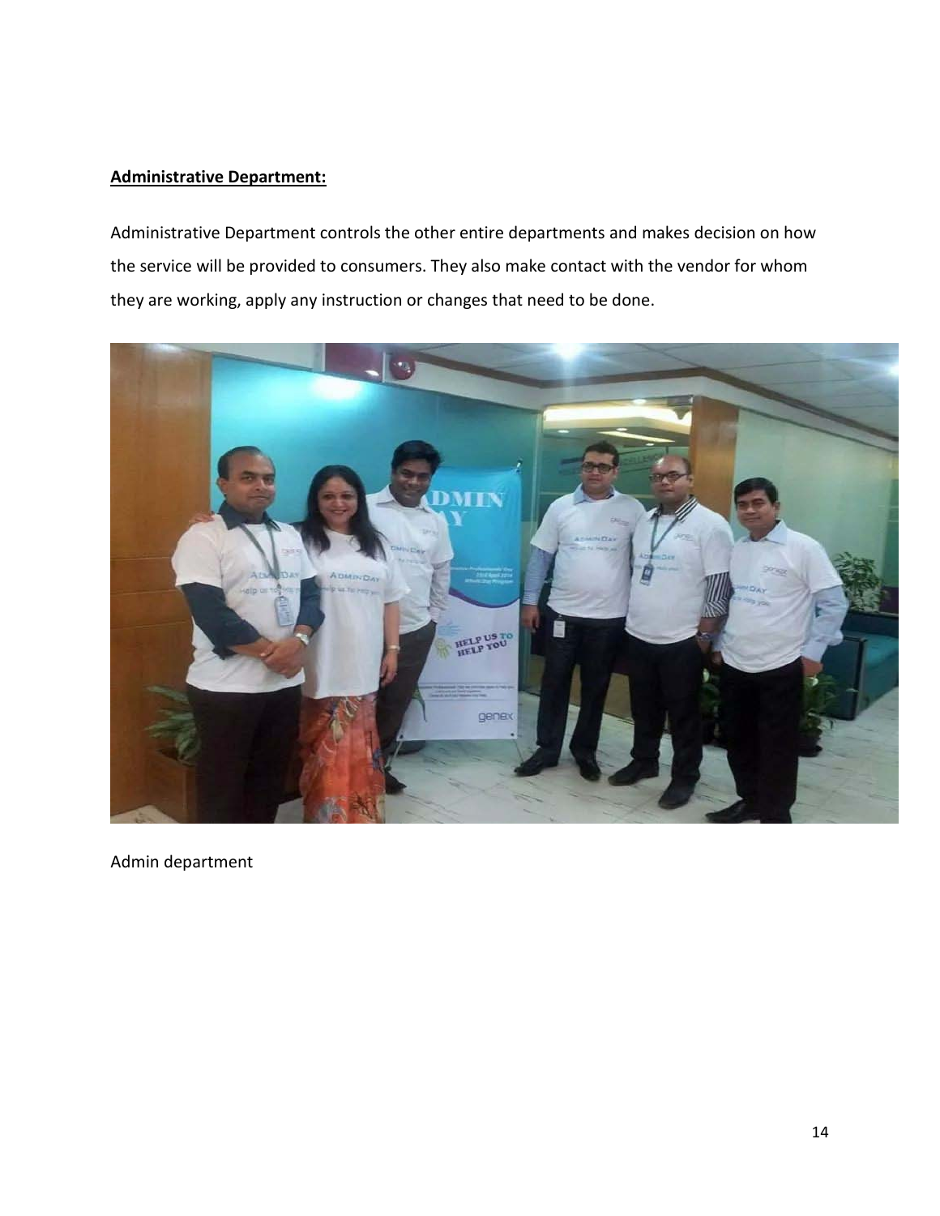**Administrative Department:**

Administrative Department controls the other entire departments and makes decision on how the service will be provided to consumers. They also make contact with the vendor for whom they are working, apply any instruction or changes that need to be done.

Admin department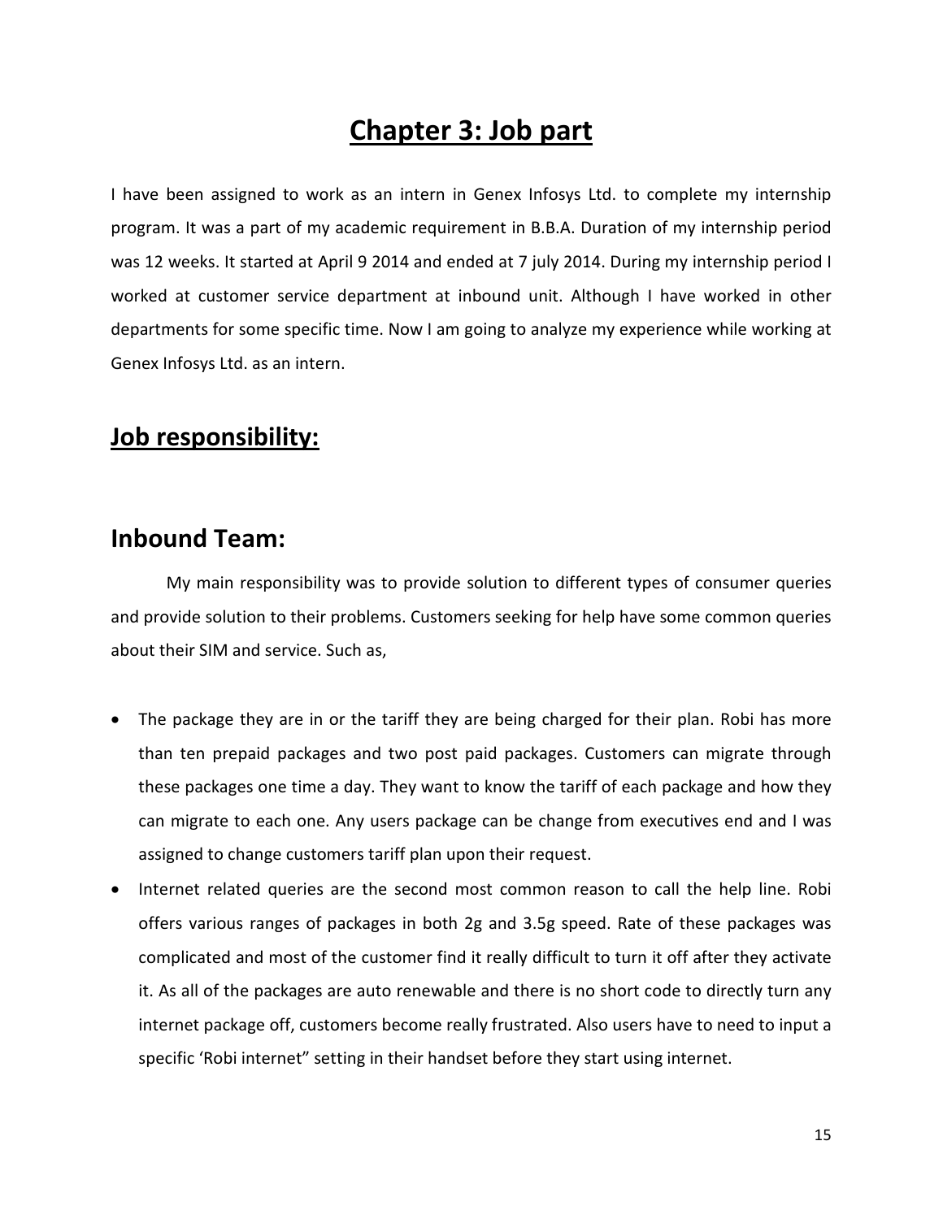# Chapter 3: Job part

I have been assigned to work as an intern in Genex Infosys Ltd. to complete my internship program. It was a part of my academic requirement in B.B.A. Duration of my internship period was 12 weeks. It started at April 9 2014 and ended at 7 july 2014. During my internship period I worked at customer service department at inbound unit. Although I have worked in other departments for some specific time. Now I am going to analyze my experience while working at Genex Infosys Ltd. as an intern.

## Job responsibility:

## Inbound Team:

My main responsibility was to provide solution to different types of consumer queries and provide solution to their problems. Customers seeking for help have some common queries about their SIM and service. Such as,

- The package they are in or the tariff they are being charged for their plan. Robi has more than ten prepaid packages and two post paid packages. Customers can migrate through these packages one time a day. They want to know the tariff of each package and how they can migrate to each one. Any users package can be change from executives end and I was assigned to change customers tariff plan upon their request.
- Internet related queries are the second most common reason to call the help line. Robi offers various ranges of packages in both 2g and 3.5g speed. Rate of these packages was complicated and most of the customer find it really difficult to turn it off after they activate it. As all of the packages are auto renewable and there is no short code to directly turn any internet package off, customers become really frustrated. Also users have to need to input a specific 'Robi internet" setting in their handset before they start using internet.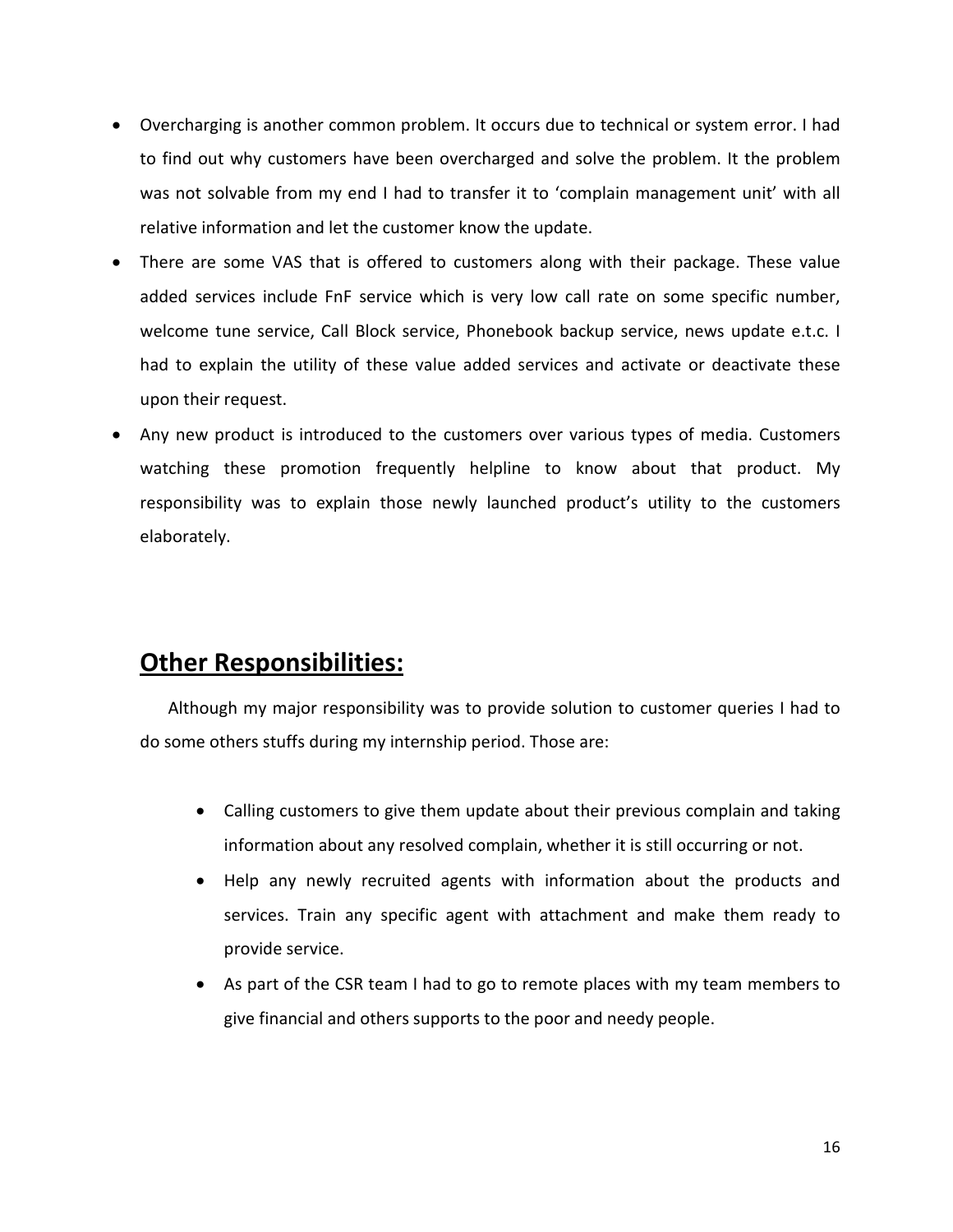- Overcharging is another common problem. It occurs due to technical or system error. I had to find out why customers have been overcharged and solve the problem. It the problem was not solvable from my end I had to transfer it to 'complain management unit' with all relative information and let the customer know the update.
- There are some VAS that is offered to customers along with their package. These value added services include FnF service which is very low call rate on some specific number, welcome tune service, Call Block service, Phonebook backup service, news update e.t.c. I had to explain the utility of these value added services and activate or deactivate these upon their request.
- Any new product is introduced to the customers over various types of media. Customers watching these promotion frequently helpline to know about that product. My responsibility was to explain those newly launched product's utility to the customers elaborately.

## Other Responsibilities:

Although my major responsibility was to provide solution to customer queries I had to do some others stuffs during my internship period. Those are:

- Calling customers to give them update about their previous complain and taking information about any resolved complain, whether it is still occurring or not.
- Help any newly recruited agents with information about the products and services. Train any specific agent with attachment and make them ready to provide service.
- As part of the CSR team I had to go to remote places with my team members to give financial and others supports to the poor and needy people.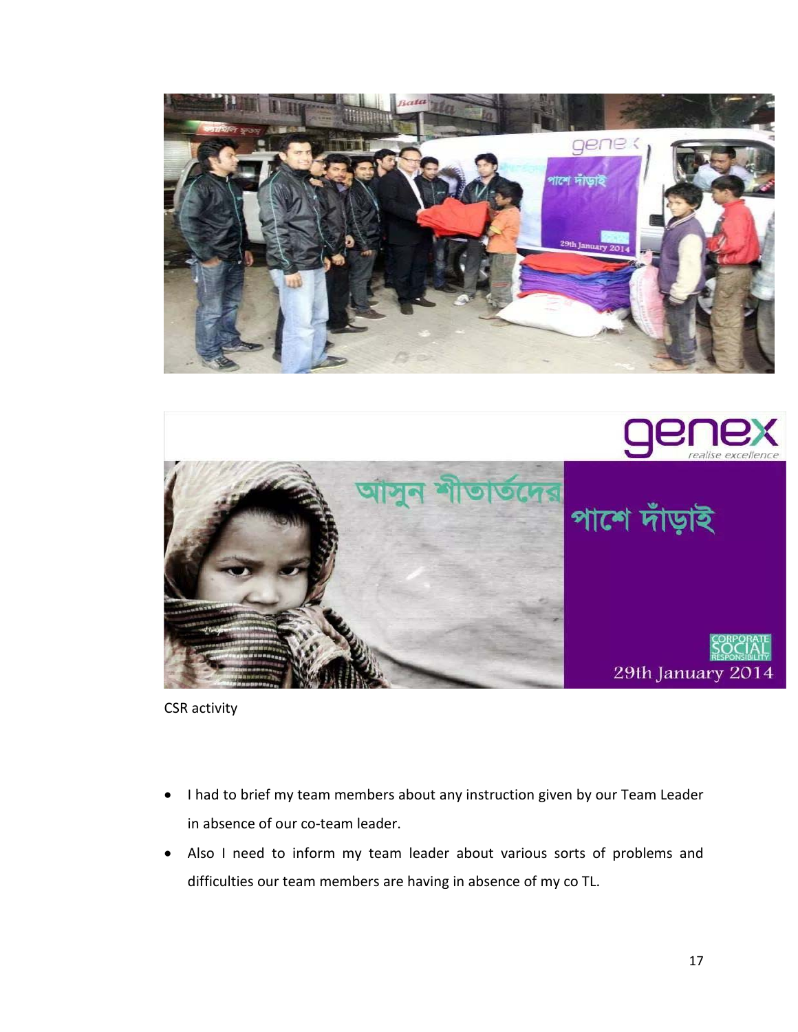CSR activity

- I had to brief my team members about any instruction given by our Team Leader in absence of our co-team leader.
- Also I need to inform my team leader about various sorts of problems and difficulties our team members are having in absence of my co TL.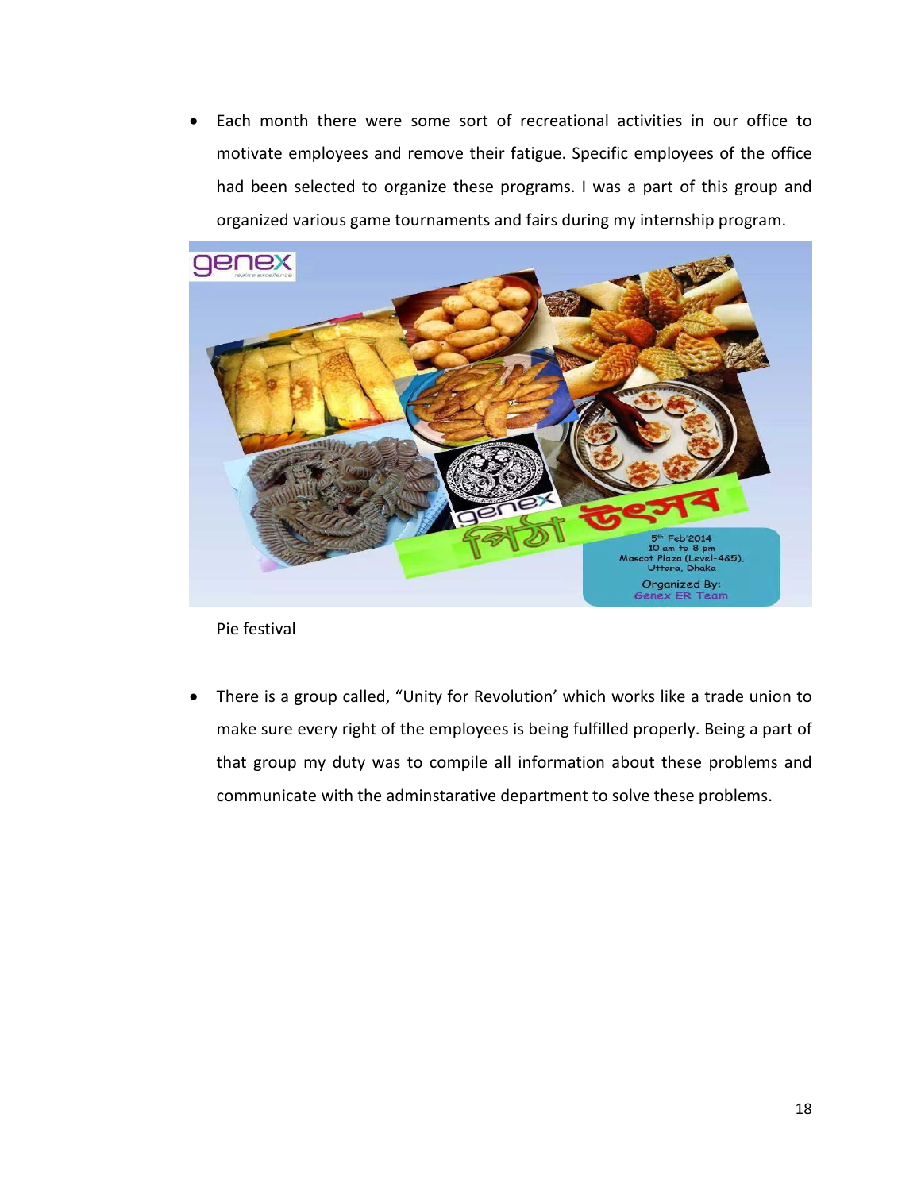- Each month there were some sort of recreational activities in our office to motivate employees and remove their fatigue. Specific employees of the office had been selected to organize these programs. I was a part of this group and organized various game tournaments and fairs during my internship program.

Pie festival

- There is a group called, "Unity for Revolution' which works like a trade union to make sure every right of the employees is being fulfilled properly. Being a part of that group my duty was to compile all information about these problems and communicate with the adminstarative department to solve these problems.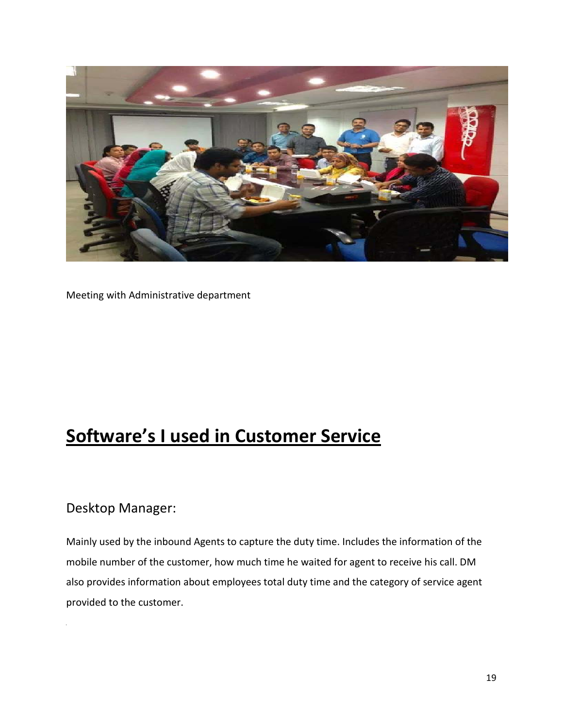Meeting with Administrative department

# Software's I used in Customer Service

## Desktop Manager:

Mainly used by the inbound Agents to capture the duty time. Includes the information of the mobile number of the customer, how much time he waited for agent to receive his call. DM also provides information about employees total duty time and the category of service agent provided to the customer.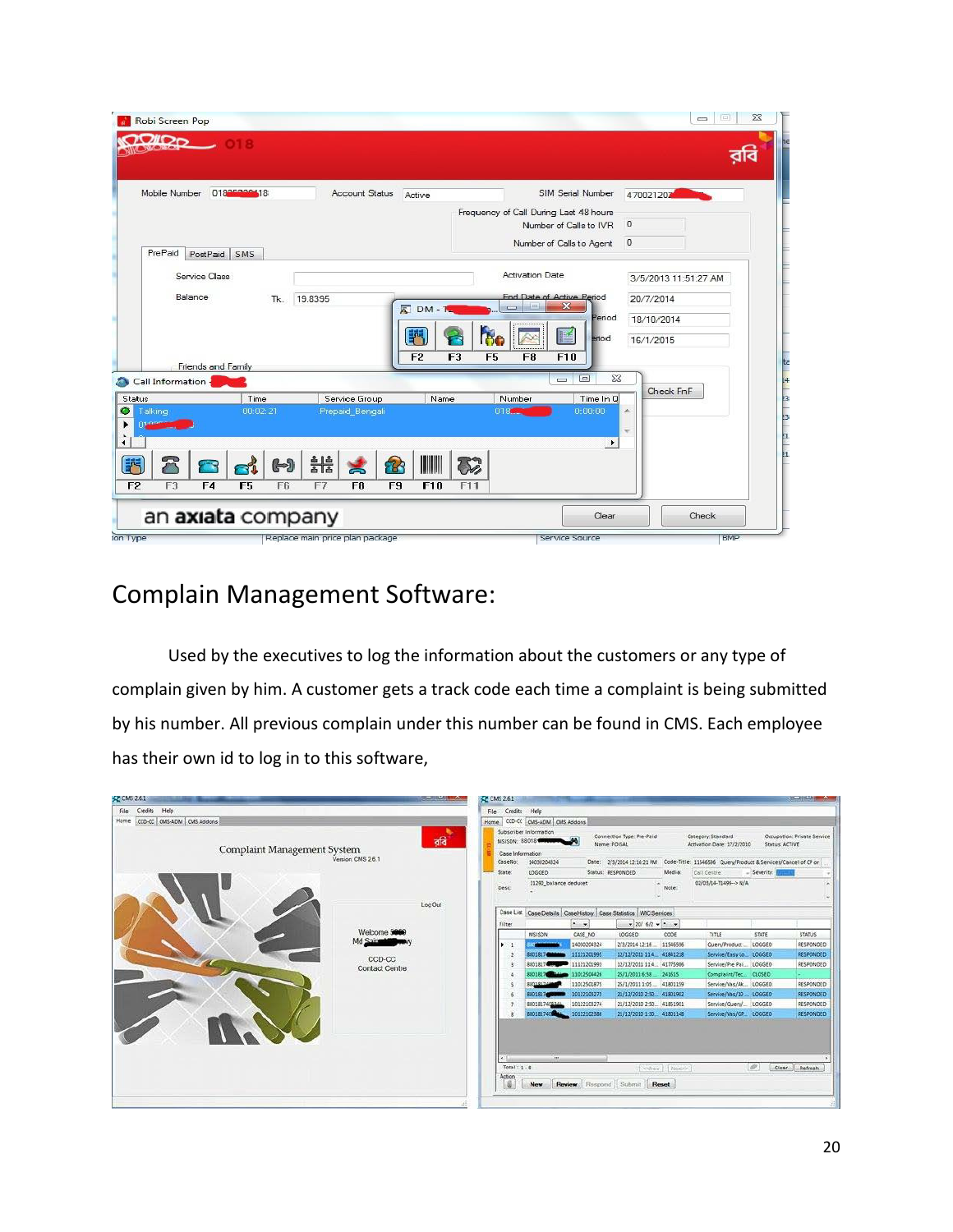## Complain Management Software:

Used by the executives to log the information about the customers or any type of complain given by him. A customer gets a track code each time a complaint is being submitted by his number. All previous complain under this number can be found in CMS. Each employee has their own id to log in to this software,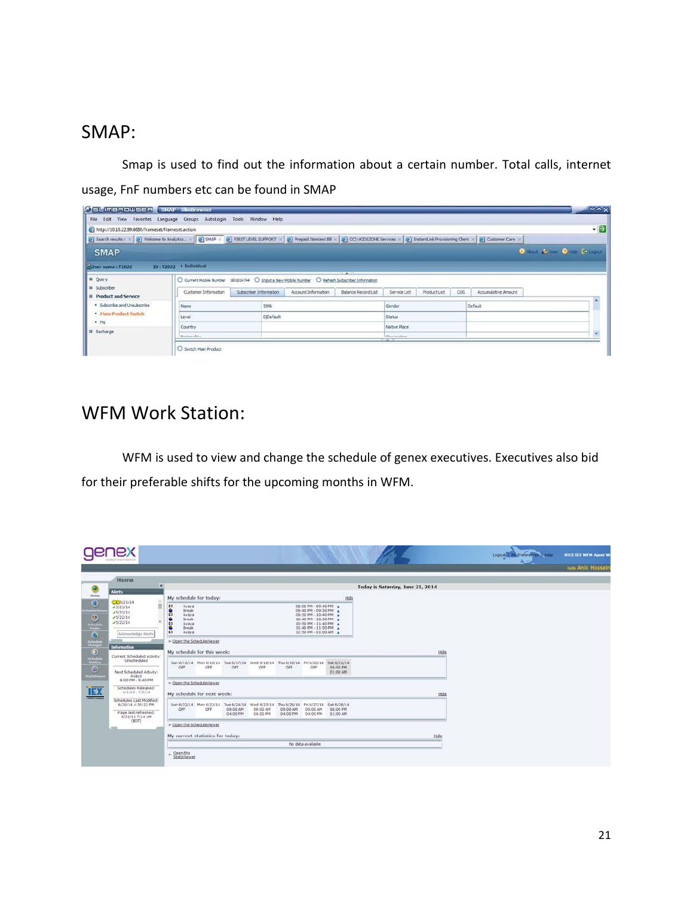## SMAP:

Smap is used to find out the information about a certain number. Total calls, internet usage, FnF numbers etc can be found in SMAP

## WFM Work Station:

WFM is used to view and change the schedule of genex executives. Executives also bid for their preferable shifts for the upcoming months in WFM.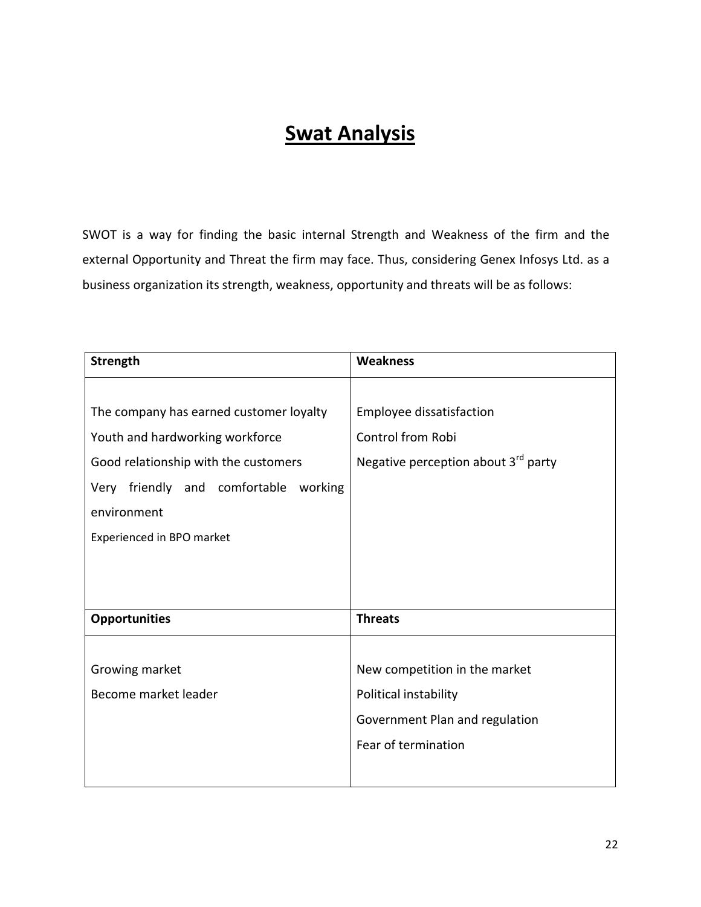# Swat Analysis

SWOT is a way for finding the basic internal Strength and Weakness of the firm and the external Opportunity and Threat the firm may face. Thus, considering Genex Infosys Ltd. as a business organization its strength, weakness, opportunity and threats will be as follows:

| **Strength** | **Weakness** |
|---|---|
| The company has earned customer loyalty<br>Youth and hardworking workforce<br>Good relationship with the customers<br>Very friendly and comfortable working environment<br>Experienced in BPO market | Employee dissatisfaction<br>Control from Robi<br>Negative perception about 3rd party |
| **Opportunities** | **Threats** |
| Growing market<br>Become market leader | New competition in the market<br>Political instability<br>Government Plan and regulation<br>Fear of termination |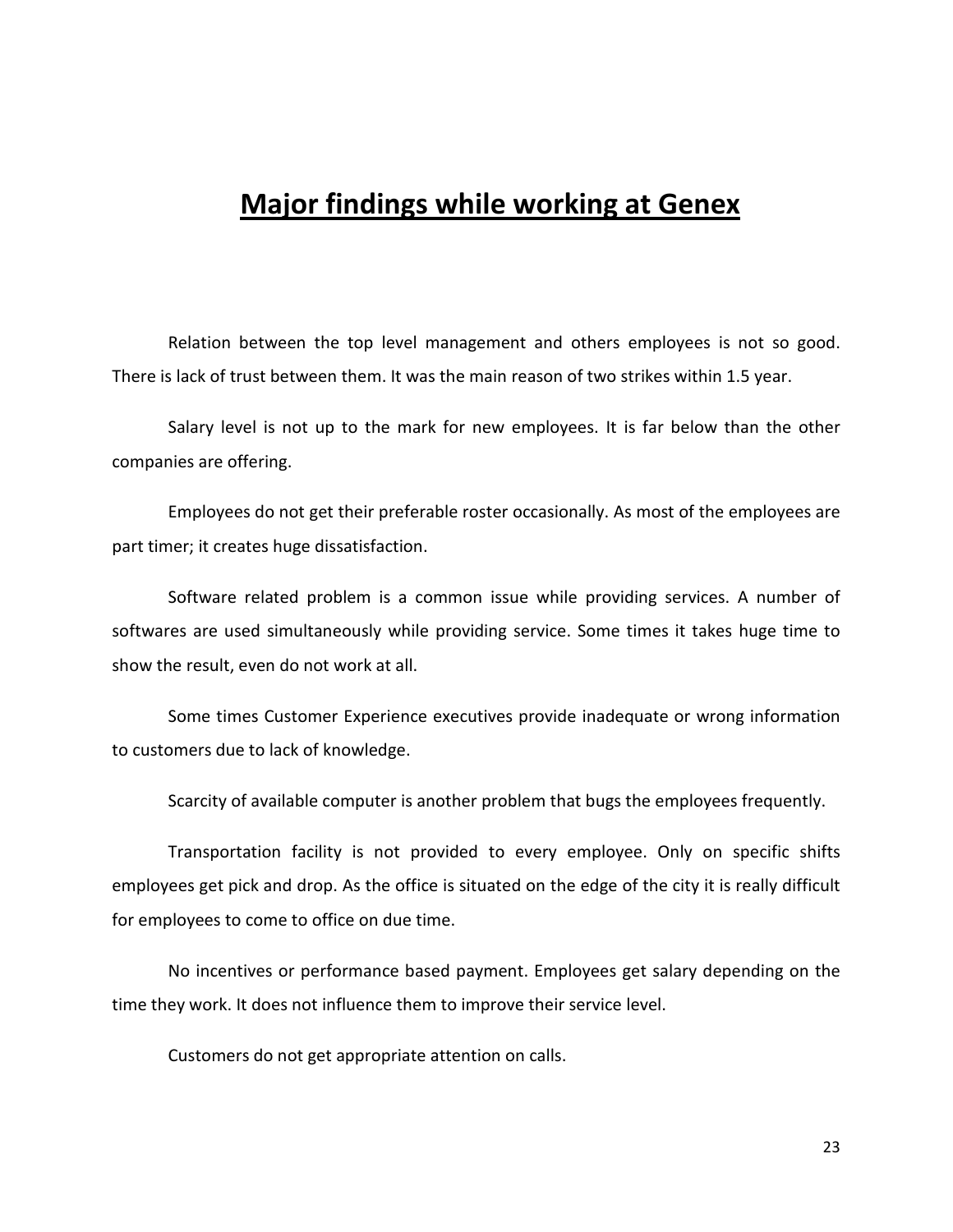# Major findings while working at Genex

Relation between the top level management and others employees is not so good. There is lack of trust between them. It was the main reason of two strikes within 1.5 year.

Salary level is not up to the mark for new employees. It is far below than the other companies are offering.

Employees do not get their preferable roster occasionally. As most of the employees are part timer; it creates huge dissatisfaction.

Software related problem is a common issue while providing services. A number of softwares are used simultaneously while providing service. Some times it takes huge time to show the result, even do not work at all.

Some times Customer Experience executives provide inadequate or wrong information to customers due to lack of knowledge.

Scarcity of available computer is another problem that bugs the employees frequently.

Transportation facility is not provided to every employee. Only on specific shifts employees get pick and drop. As the office is situated on the edge of the city it is really difficult for employees to come to office on due time.

No incentives or performance based payment. Employees get salary depending on the time they work. It does not influence them to improve their service level.

Customers do not get appropriate attention on calls.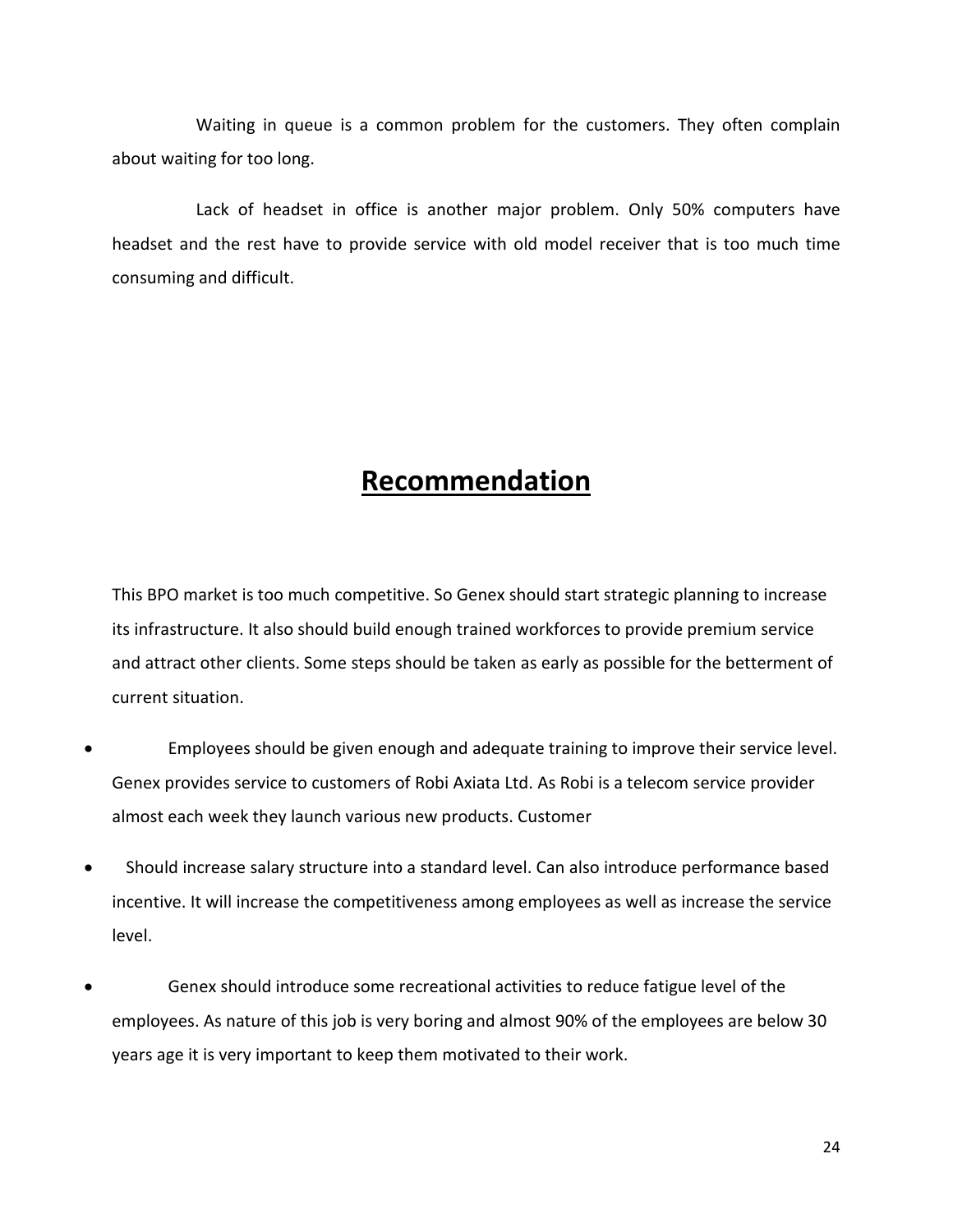Waiting in queue is a common problem for the customers. They often complain about waiting for too long.

Lack of headset in office is another major problem. Only 50% computers have headset and the rest have to provide service with old model receiver that is too much time consuming and difficult.

# Recommendation

This BPO market is too much competitive. So Genex should start strategic planning to increase its infrastructure. It also should build enough trained workforces to provide premium service and attract other clients. Some steps should be taken as early as possible for the betterment of current situation.

- Employees should be given enough and adequate training to improve their service level. Genex provides service to customers of Robi Axiata Ltd. As Robi is a telecom service provider almost each week they launch various new products. Customer
- Should increase salary structure into a standard level. Can also introduce performance based incentive. It will increase the competitiveness among employees as well as increase the service level.
- Genex should introduce some recreational activities to reduce fatigue level of the employees. As nature of this job is very boring and almost 90% of the employees are below 30 years age it is very important to keep them motivated to their work.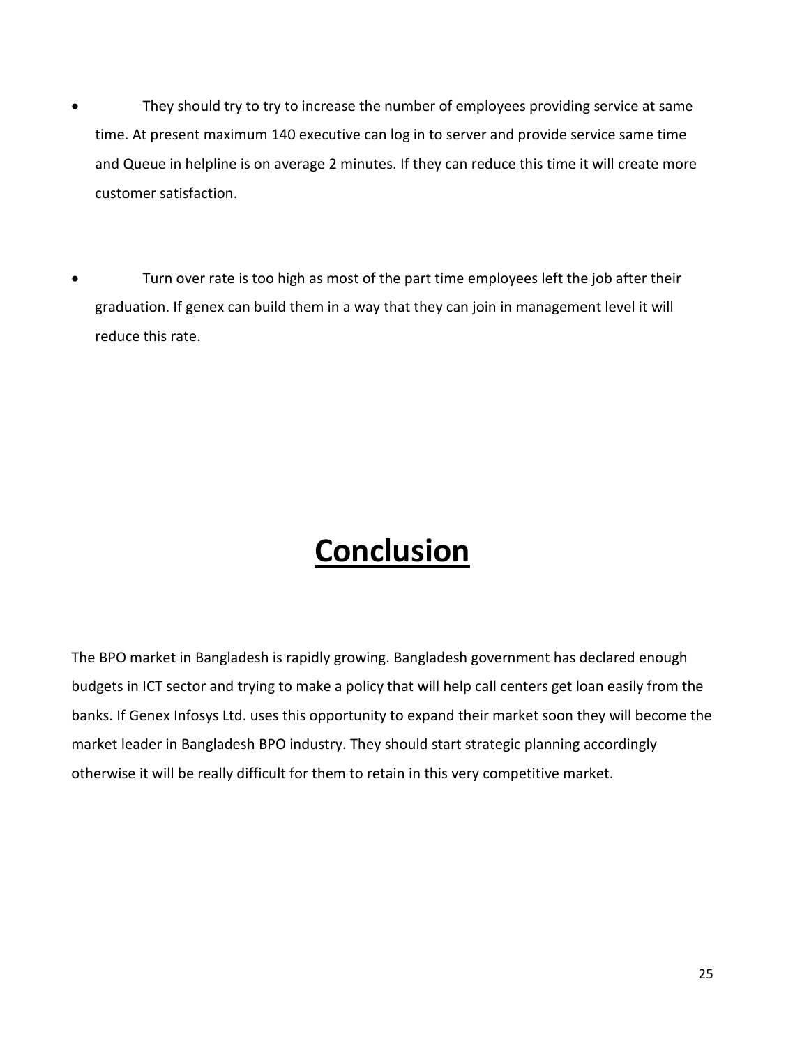- They should try to try to increase the number of employees providing service at same time. At present maximum 140 executive can log in to server and provide service same time and Queue in helpline is on average 2 minutes. If they can reduce this time it will create more customer satisfaction.

- Turn over rate is too high as most of the part time employees left the job after their graduation. If genex can build them in a way that they can join in management level it will reduce this rate.

# Conclusion

The BPO market in Bangladesh is rapidly growing. Bangladesh government has declared enough budgets in ICT sector and trying to make a policy that will help call centers get loan easily from the banks. If Genex Infosys Ltd. uses this opportunity to expand their market soon they will become the market leader in Bangladesh BPO industry. They should start strategic planning accordingly otherwise it will be really difficult for them to retain in this very competitive market.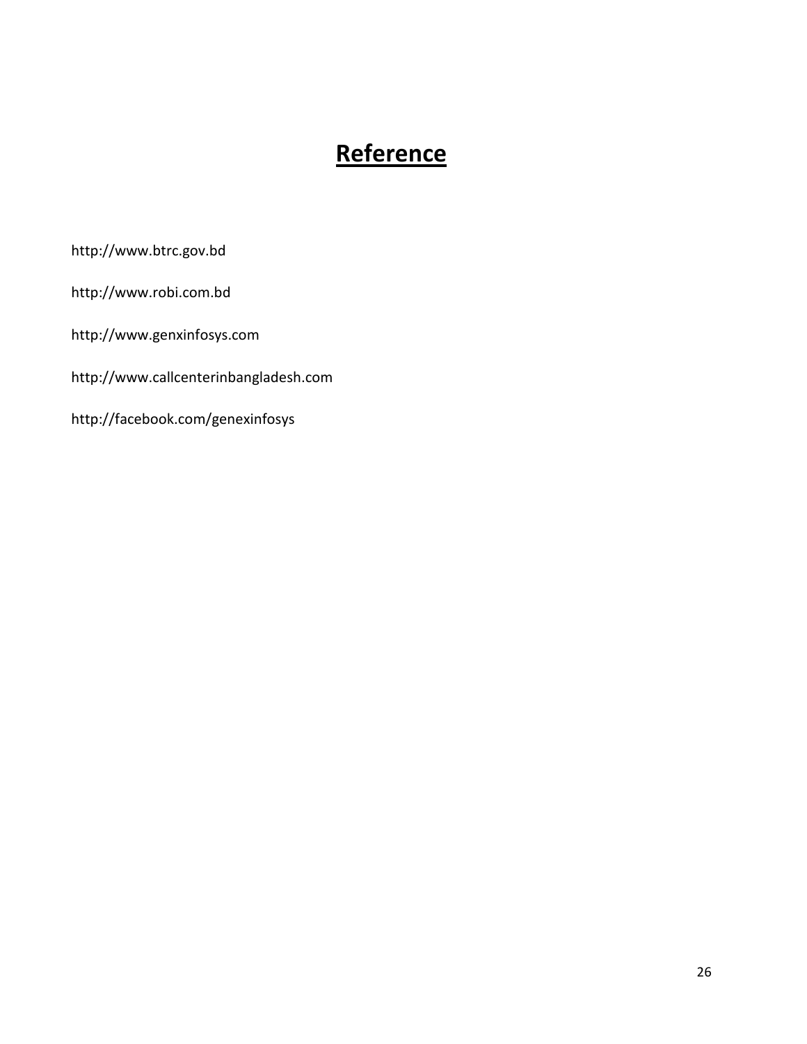# Reference

http://www.btrc.gov.bd

http://www.robi.com.bd

http://www.genxinfosys.com

http://www.callcenterinbangladesh.com

http://facebook.com/genexinfosys